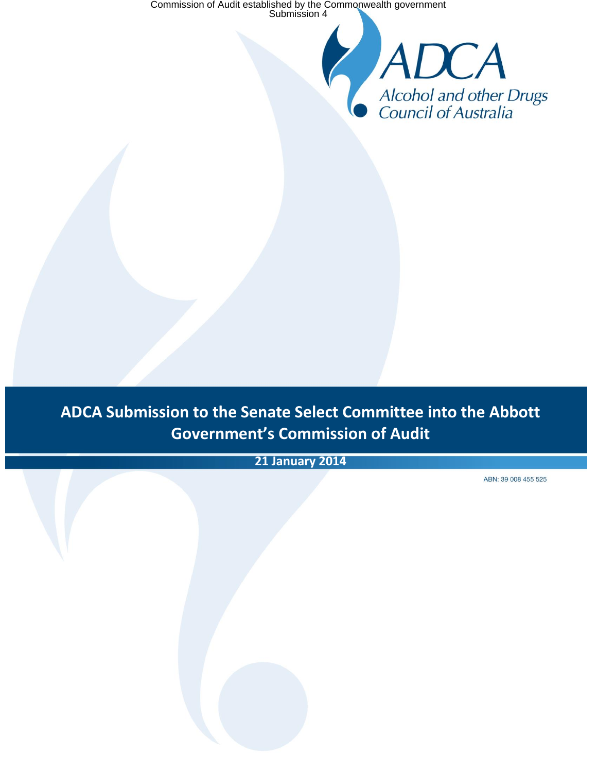Commission of Audit established by the Commonwealth government
Submission 4

ADCA

Alcohol and other Drugs Council of Australia

# ADCA Submission to the Senate Select Committee into the Abbott Government's Commission of Audit

**21 January 2014**

ABN: 39 008 455 525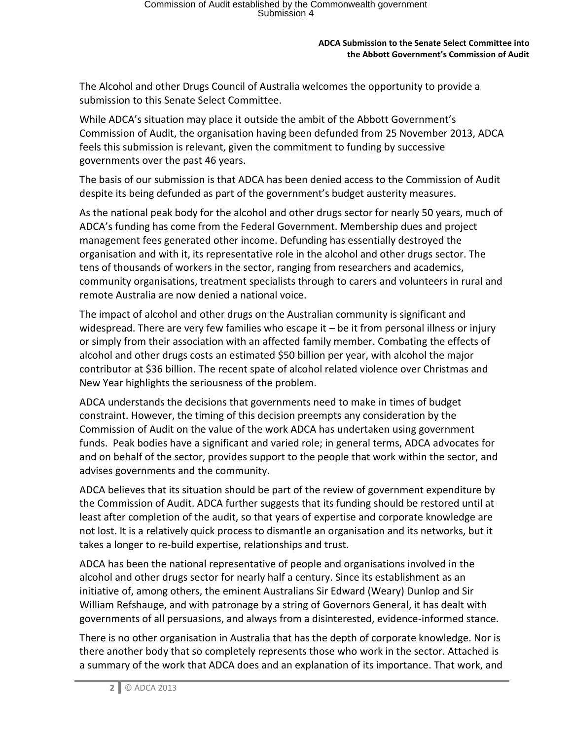The Alcohol and other Drugs Council of Australia welcomes the opportunity to provide a submission to this Senate Select Committee.

While ADCA's situation may place it outside the ambit of the Abbott Government's Commission of Audit, the organisation having been defunded from 25 November 2013, ADCA feels this submission is relevant, given the commitment to funding by successive governments over the past 46 years.

The basis of our submission is that ADCA has been denied access to the Commission of Audit despite its being defunded as part of the government's budget austerity measures.

As the national peak body for the alcohol and other drugs sector for nearly 50 years, much of ADCA's funding has come from the Federal Government. Membership dues and project management fees generated other income. Defunding has essentially destroyed the organisation and with it, its representative role in the alcohol and other drugs sector. The tens of thousands of workers in the sector, ranging from researchers and academics, community organisations, treatment specialists through to carers and volunteers in rural and remote Australia are now denied a national voice.

The impact of alcohol and other drugs on the Australian community is significant and widespread. There are very few families who escape it – be it from personal illness or injury or simply from their association with an affected family member. Combating the effects of alcohol and other drugs costs an estimated $50 billion per year, with alcohol the major contributor at $36 billion. The recent spate of alcohol related violence over Christmas and New Year highlights the seriousness of the problem.

ADCA understands the decisions that governments need to make in times of budget constraint. However, the timing of this decision preempts any consideration by the Commission of Audit on the value of the work ADCA has undertaken using government funds. Peak bodies have a significant and varied role; in general terms, ADCA advocates for and on behalf of the sector, provides support to the people that work within the sector, and advises governments and the community.

ADCA believes that its situation should be part of the review of government expenditure by the Commission of Audit. ADCA further suggests that its funding should be restored until at least after completion of the audit, so that years of expertise and corporate knowledge are not lost. It is a relatively quick process to dismantle an organisation and its networks, but it takes a longer to re-build expertise, relationships and trust.

ADCA has been the national representative of people and organisations involved in the alcohol and other drugs sector for nearly half a century. Since its establishment as an initiative of, among others, the eminent Australians Sir Edward (Weary) Dunlop and Sir William Refshauge, and with patronage by a string of Governors General, it has dealt with governments of all persuasions, and always from a disinterested, evidence-informed stance.

There is no other organisation in Australia that has the depth of corporate knowledge. Nor is there another body that so completely represents those who work in the sector. Attached is a summary of the work that ADCA does and an explanation of its importance. That work, and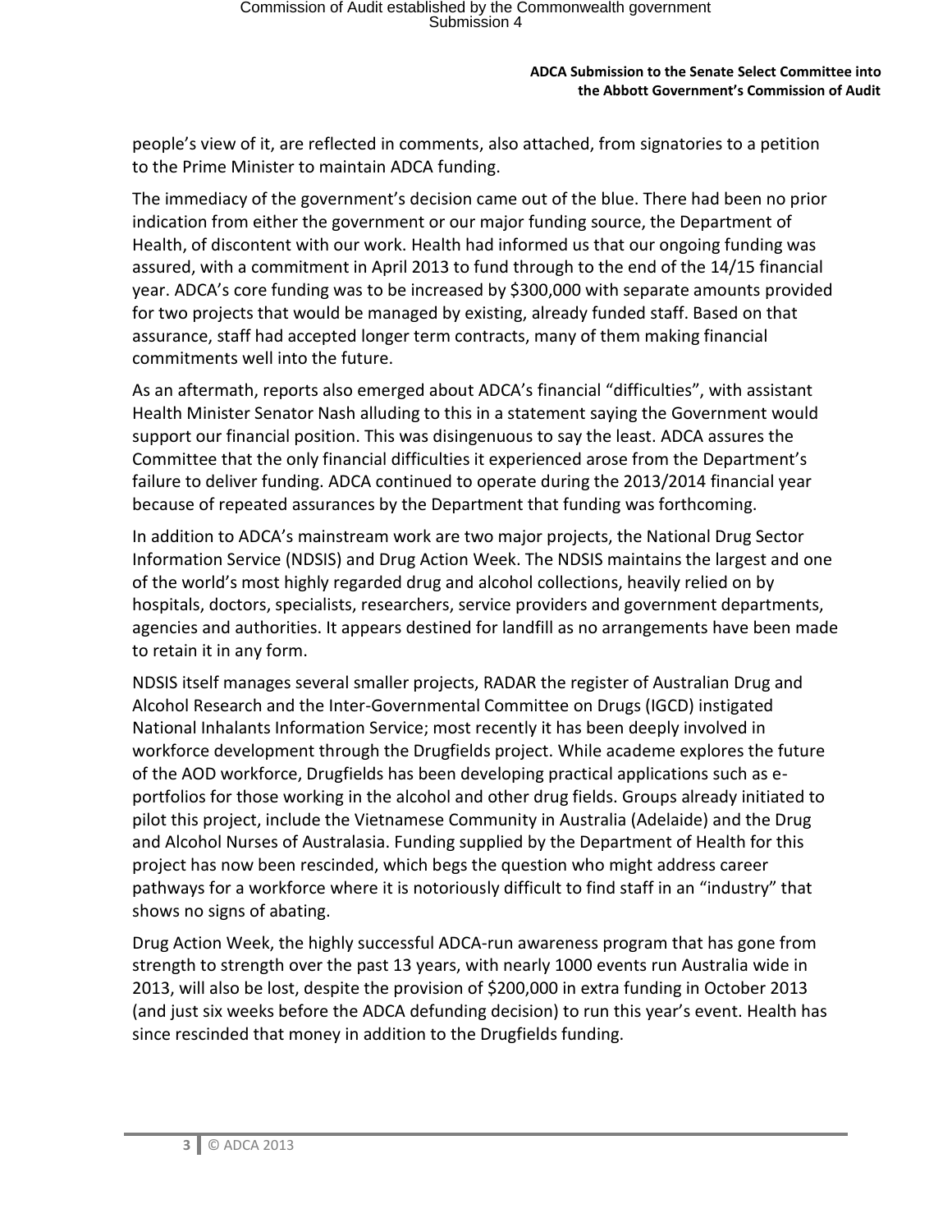people's view of it, are reflected in comments, also attached, from signatories to a petition to the Prime Minister to maintain ADCA funding.

The immediacy of the government's decision came out of the blue. There had been no prior indication from either the government or our major funding source, the Department of Health, of discontent with our work. Health had informed us that our ongoing funding was assured, with a commitment in April 2013 to fund through to the end of the 14/15 financial year. ADCA's core funding was to be increased by $300,000 with separate amounts provided for two projects that would be managed by existing, already funded staff. Based on that assurance, staff had accepted longer term contracts, many of them making financial commitments well into the future.

As an aftermath, reports also emerged about ADCA's financial "difficulties", with assistant Health Minister Senator Nash alluding to this in a statement saying the Government would support our financial position. This was disingenuous to say the least. ADCA assures the Committee that the only financial difficulties it experienced arose from the Department's failure to deliver funding. ADCA continued to operate during the 2013/2014 financial year because of repeated assurances by the Department that funding was forthcoming.

In addition to ADCA's mainstream work are two major projects, the National Drug Sector Information Service (NDSIS) and Drug Action Week. The NDSIS maintains the largest and one of the world's most highly regarded drug and alcohol collections, heavily relied on by hospitals, doctors, specialists, researchers, service providers and government departments, agencies and authorities. It appears destined for landfill as no arrangements have been made to retain it in any form.

NDSIS itself manages several smaller projects, RADAR the register of Australian Drug and Alcohol Research and the Inter-Governmental Committee on Drugs (IGCD) instigated National Inhalants Information Service; most recently it has been deeply involved in workforce development through the Drugfields project. While academe explores the future of the AOD workforce, Drugfields has been developing practical applications such as e-portfolios for those working in the alcohol and other drug fields. Groups already initiated to pilot this project, include the Vietnamese Community in Australia (Adelaide) and the Drug and Alcohol Nurses of Australasia. Funding supplied by the Department of Health for this project has now been rescinded, which begs the question who might address career pathways for a workforce where it is notoriously difficult to find staff in an "industry" that shows no signs of abating.

Drug Action Week, the highly successful ADCA-run awareness program that has gone from strength to strength over the past 13 years, with nearly 1000 events run Australia wide in 2013, will also be lost, despite the provision of $200,000 in extra funding in October 2013 (and just six weeks before the ADCA defunding decision) to run this year's event. Health has since rescinded that money in addition to the Drugfields funding.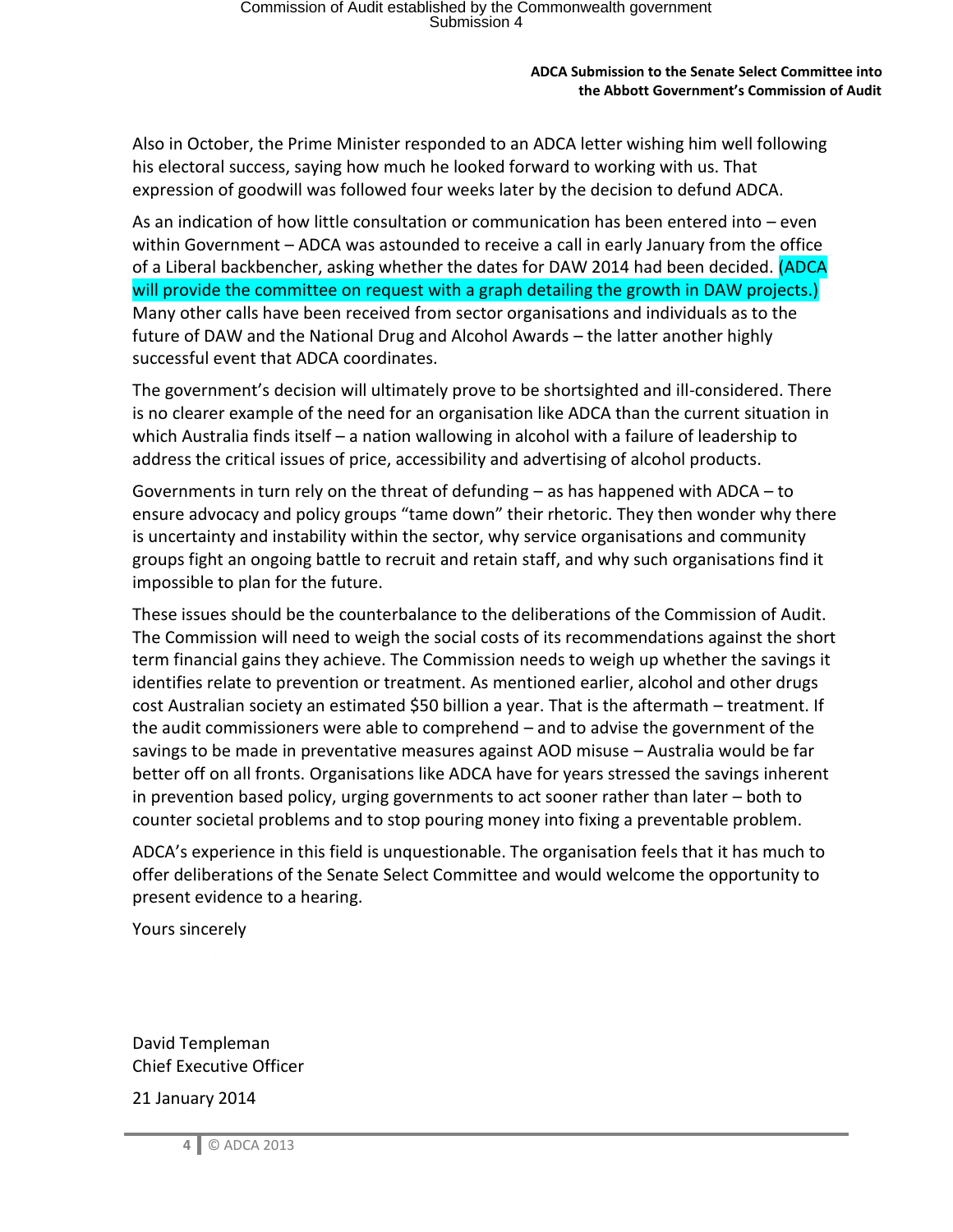Also in October, the Prime Minister responded to an ADCA letter wishing him well following his electoral success, saying how much he looked forward to working with us. That expression of goodwill was followed four weeks later by the decision to defund ADCA.

As an indication of how little consultation or communication has been entered into – even within Government – ADCA was astounded to receive a call in early January from the office of a Liberal backbencher, asking whether the dates for DAW 2014 had been decided. (ADCA will provide the committee on request with a graph detailing the growth in DAW projects.) Many other calls have been received from sector organisations and individuals as to the future of DAW and the National Drug and Alcohol Awards – the latter another highly successful event that ADCA coordinates.

The government's decision will ultimately prove to be shortsighted and ill-considered. There is no clearer example of the need for an organisation like ADCA than the current situation in which Australia finds itself – a nation wallowing in alcohol with a failure of leadership to address the critical issues of price, accessibility and advertising of alcohol products.

Governments in turn rely on the threat of defunding – as has happened with ADCA – to ensure advocacy and policy groups "tame down" their rhetoric. They then wonder why there is uncertainty and instability within the sector, why service organisations and community groups fight an ongoing battle to recruit and retain staff, and why such organisations find it impossible to plan for the future.

These issues should be the counterbalance to the deliberations of the Commission of Audit. The Commission will need to weigh the social costs of its recommendations against the short term financial gains they achieve. The Commission needs to weigh up whether the savings it identifies relate to prevention or treatment. As mentioned earlier, alcohol and other drugs cost Australian society an estimated $50 billion a year. That is the aftermath – treatment. If the audit commissioners were able to comprehend – and to advise the government of the savings to be made in preventative measures against AOD misuse – Australia would be far better off on all fronts. Organisations like ADCA have for years stressed the savings inherent in prevention based policy, urging governments to act sooner rather than later – both to counter societal problems and to stop pouring money into fixing a preventable problem.

ADCA's experience in this field is unquestionable. The organisation feels that it has much to offer deliberations of the Senate Select Committee and would welcome the opportunity to present evidence to a hearing.

Yours sincerely

David Templeman
Chief Executive Officer

21 January 2014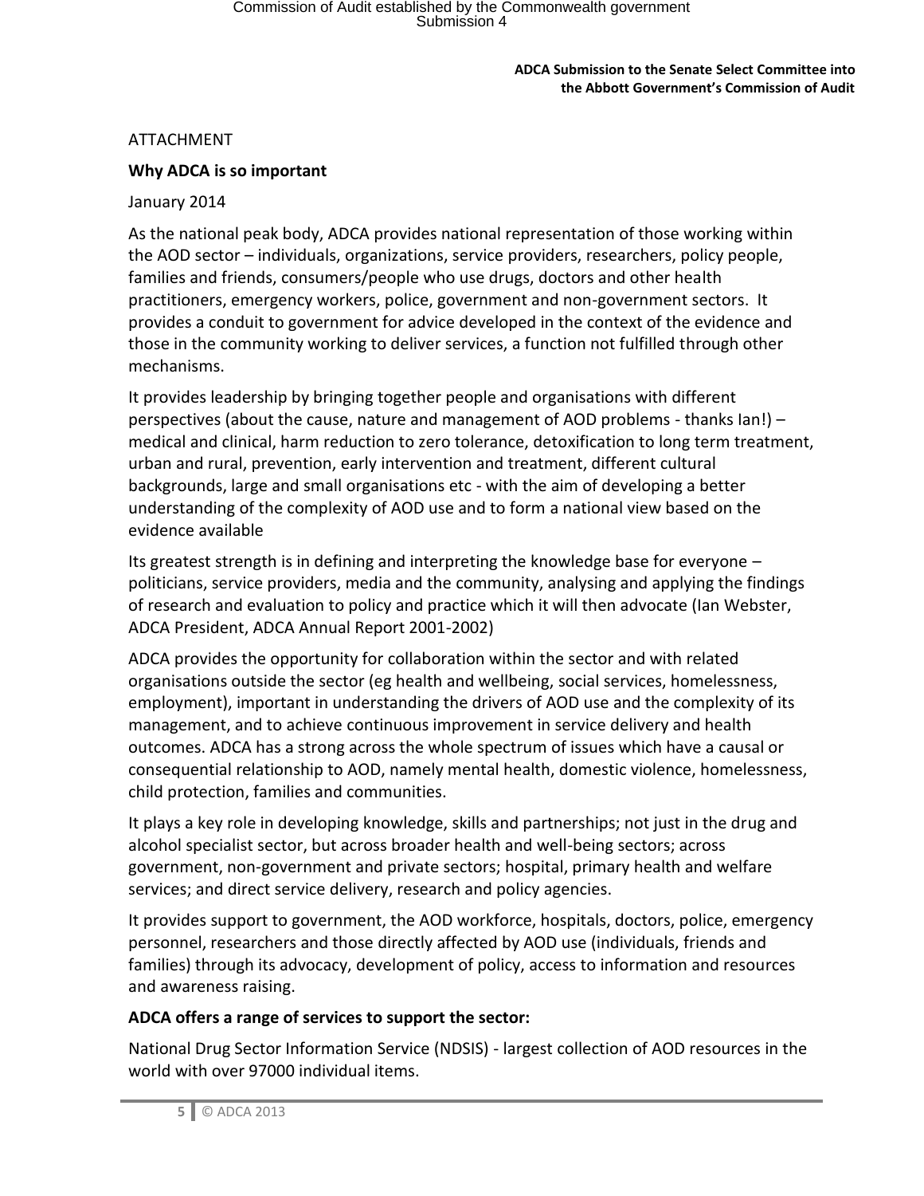ATTACHMENT

**Why ADCA is so important**

January 2014

As the national peak body, ADCA provides national representation of those working within the AOD sector – individuals, organizations, service providers, researchers, policy people, families and friends, consumers/people who use drugs, doctors and other health practitioners, emergency workers, police, government and non-government sectors. It provides a conduit to government for advice developed in the context of the evidence and those in the community working to deliver services, a function not fulfilled through other mechanisms.

It provides leadership by bringing together people and organisations with different perspectives (about the cause, nature and management of AOD problems - thanks Ian!) – medical and clinical, harm reduction to zero tolerance, detoxification to long term treatment, urban and rural, prevention, early intervention and treatment, different cultural backgrounds, large and small organisations etc - with the aim of developing a better understanding of the complexity of AOD use and to form a national view based on the evidence available

Its greatest strength is in defining and interpreting the knowledge base for everyone – politicians, service providers, media and the community, analysing and applying the findings of research and evaluation to policy and practice which it will then advocate (Ian Webster, ADCA President, ADCA Annual Report 2001-2002)

ADCA provides the opportunity for collaboration within the sector and with related organisations outside the sector (eg health and wellbeing, social services, homelessness, employment), important in understanding the drivers of AOD use and the complexity of its management, and to achieve continuous improvement in service delivery and health outcomes. ADCA has a strong across the whole spectrum of issues which have a causal or consequential relationship to AOD, namely mental health, domestic violence, homelessness, child protection, families and communities.

It plays a key role in developing knowledge, skills and partnerships; not just in the drug and alcohol specialist sector, but across broader health and well-being sectors; across government, non-government and private sectors; hospital, primary health and welfare services; and direct service delivery, research and policy agencies.

It provides support to government, the AOD workforce, hospitals, doctors, police, emergency personnel, researchers and those directly affected by AOD use (individuals, friends and families) through its advocacy, development of policy, access to information and resources and awareness raising.

**ADCA offers a range of services to support the sector:**

National Drug Sector Information Service (NDSIS) - largest collection of AOD resources in the world with over 97000 individual items.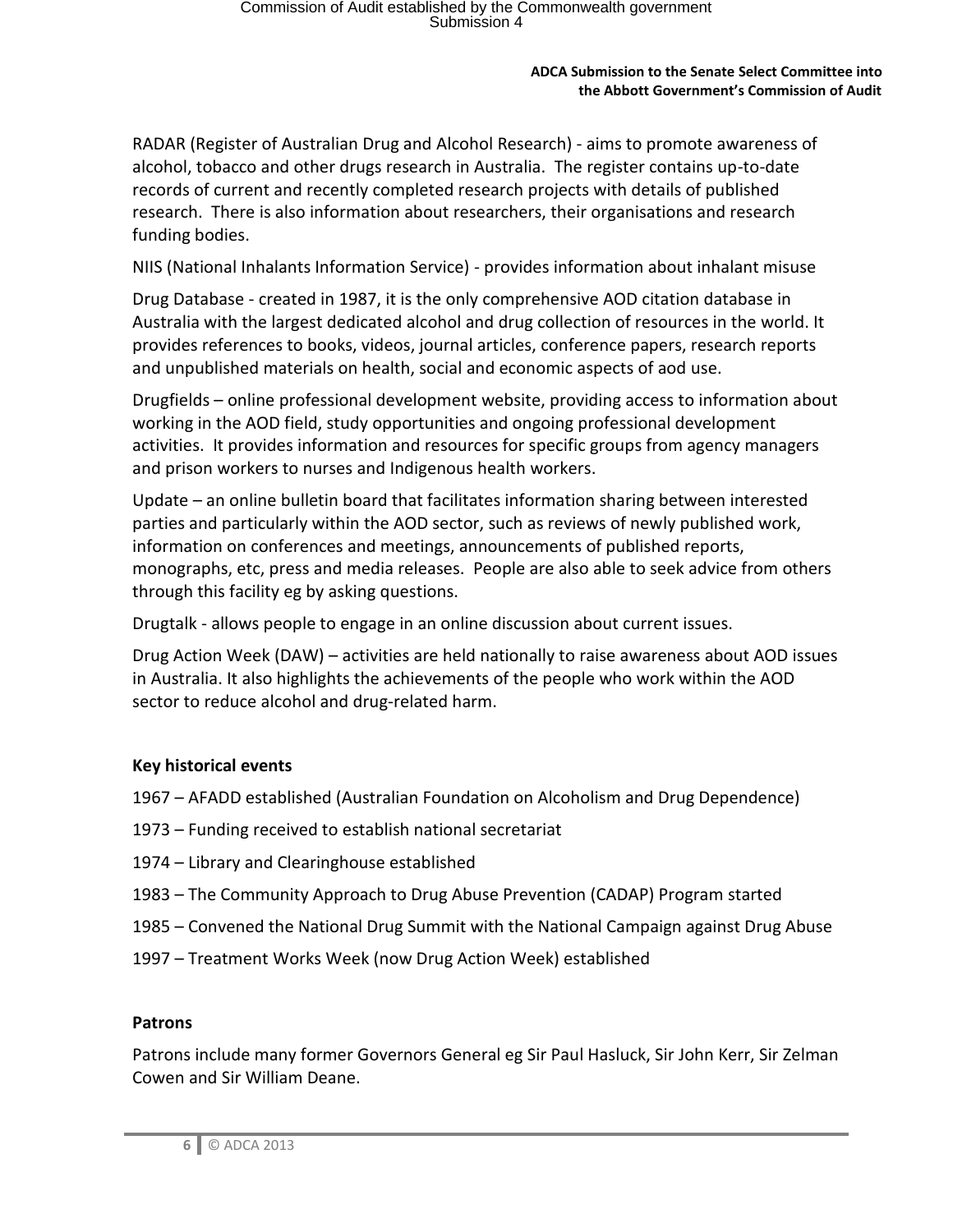RADAR (Register of Australian Drug and Alcohol Research) - aims to promote awareness of alcohol, tobacco and other drugs research in Australia. The register contains up-to-date records of current and recently completed research projects with details of published research. There is also information about researchers, their organisations and research funding bodies.

NIIS (National Inhalants Information Service) - provides information about inhalant misuse

Drug Database - created in 1987, it is the only comprehensive AOD citation database in Australia with the largest dedicated alcohol and drug collection of resources in the world. It provides references to books, videos, journal articles, conference papers, research reports and unpublished materials on health, social and economic aspects of aod use.

Drugfields – online professional development website, providing access to information about working in the AOD field, study opportunities and ongoing professional development activities. It provides information and resources for specific groups from agency managers and prison workers to nurses and Indigenous health workers.

Update – an online bulletin board that facilitates information sharing between interested parties and particularly within the AOD sector, such as reviews of newly published work, information on conferences and meetings, announcements of published reports, monographs, etc, press and media releases. People are also able to seek advice from others through this facility eg by asking questions.

Drugtalk - allows people to engage in an online discussion about current issues.

Drug Action Week (DAW) – activities are held nationally to raise awareness about AOD issues in Australia. It also highlights the achievements of the people who work within the AOD sector to reduce alcohol and drug-related harm.

**Key historical events**

1967 – AFADD established (Australian Foundation on Alcoholism and Drug Dependence)

1973 – Funding received to establish national secretariat

1974 – Library and Clearinghouse established

1983 – The Community Approach to Drug Abuse Prevention (CADAP) Program started

1985 – Convened the National Drug Summit with the National Campaign against Drug Abuse

1997 – Treatment Works Week (now Drug Action Week) established

**Patrons**

Patrons include many former Governors General eg Sir Paul Hasluck, Sir John Kerr, Sir Zelman Cowen and Sir William Deane.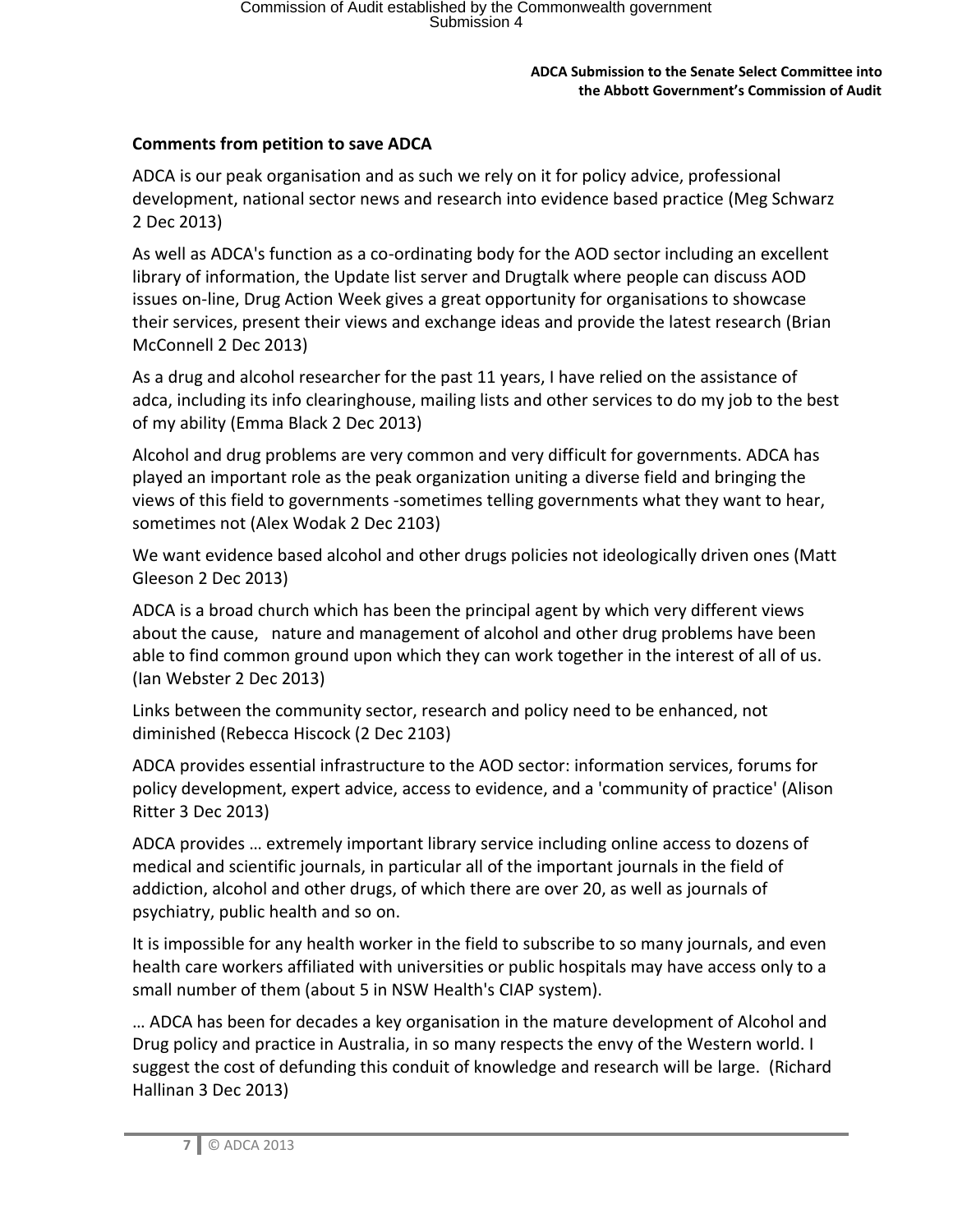## Comments from petition to save ADCA

ADCA is our peak organisation and as such we rely on it for policy advice, professional development, national sector news and research into evidence based practice (Meg Schwarz 2 Dec 2013)

As well as ADCA's function as a co-ordinating body for the AOD sector including an excellent library of information, the Update list server and Drugtalk where people can discuss AOD issues on-line, Drug Action Week gives a great opportunity for organisations to showcase their services, present their views and exchange ideas and provide the latest research (Brian McConnell 2 Dec 2013)

As a drug and alcohol researcher for the past 11 years, I have relied on the assistance of adca, including its info clearinghouse, mailing lists and other services to do my job to the best of my ability (Emma Black 2 Dec 2013)

Alcohol and drug problems are very common and very difficult for governments. ADCA has played an important role as the peak organization uniting a diverse field and bringing the views of this field to governments -sometimes telling governments what they want to hear, sometimes not (Alex Wodak 2 Dec 2103)

We want evidence based alcohol and other drugs policies not ideologically driven ones (Matt Gleeson 2 Dec 2013)

ADCA is a broad church which has been the principal agent by which very different views about the cause, nature and management of alcohol and other drug problems have been able to find common ground upon which they can work together in the interest of all of us. (Ian Webster 2 Dec 2013)

Links between the community sector, research and policy need to be enhanced, not diminished (Rebecca Hiscock (2 Dec 2103)

ADCA provides essential infrastructure to the AOD sector: information services, forums for policy development, expert advice, access to evidence, and a 'community of practice' (Alison Ritter 3 Dec 2013)

ADCA provides … extremely important library service including online access to dozens of medical and scientific journals, in particular all of the important journals in the field of addiction, alcohol and other drugs, of which there are over 20, as well as journals of psychiatry, public health and so on.

It is impossible for any health worker in the field to subscribe to so many journals, and even health care workers affiliated with universities or public hospitals may have access only to a small number of them (about 5 in NSW Health's CIAP system).

… ADCA has been for decades a key organisation in the mature development of Alcohol and Drug policy and practice in Australia, in so many respects the envy of the Western world. I suggest the cost of defunding this conduit of knowledge and research will be large. (Richard Hallinan 3 Dec 2013)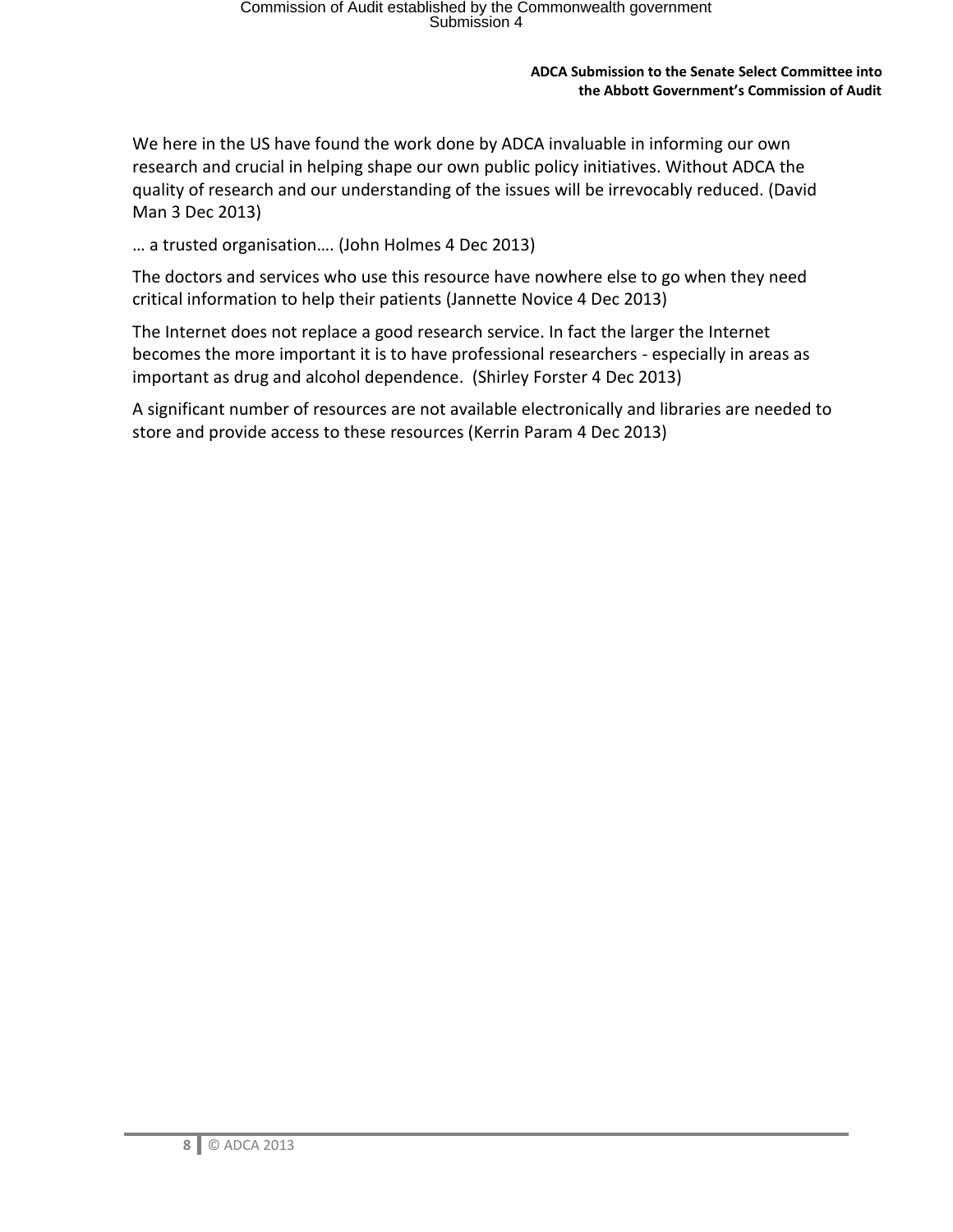We here in the US have found the work done by ADCA invaluable in informing our own research and crucial in helping shape our own public policy initiatives. Without ADCA the quality of research and our understanding of the issues will be irrevocably reduced. (David Man 3 Dec 2013)

… a trusted organisation…. (John Holmes 4 Dec 2013)

The doctors and services who use this resource have nowhere else to go when they need critical information to help their patients (Jannette Novice 4 Dec 2013)

The Internet does not replace a good research service. In fact the larger the Internet becomes the more important it is to have professional researchers - especially in areas as important as drug and alcohol dependence. (Shirley Forster 4 Dec 2013)

A significant number of resources are not available electronically and libraries are needed to store and provide access to these resources (Kerrin Param 4 Dec 2013)